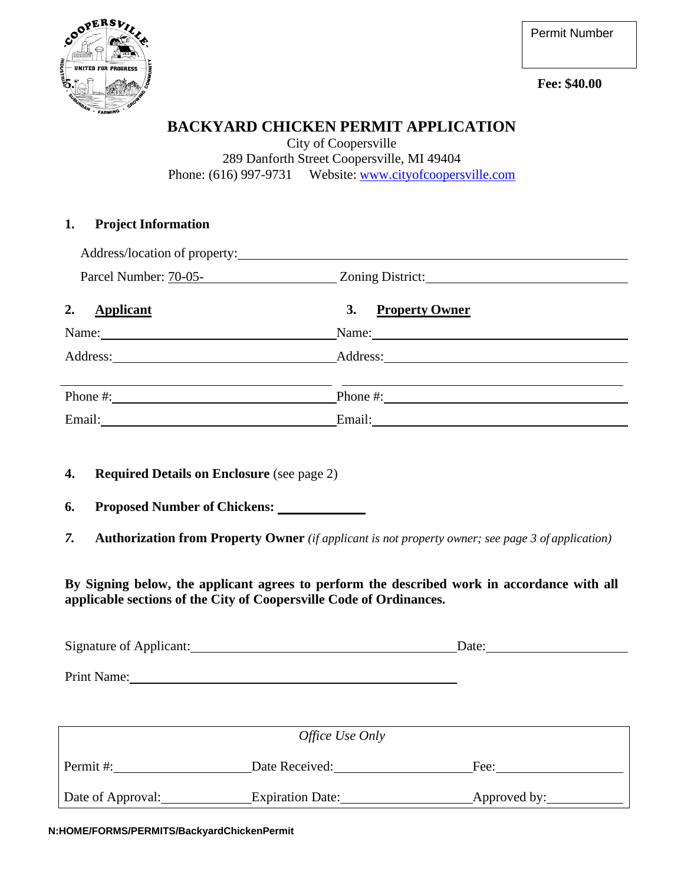Permit Number

**Fee: $40.00**

# BACKYARD CHICKEN PERMIT APPLICATION

City of Coopersville
289 Danforth Street Coopersville, MI 49404
Phone: (616) 997-9731 Website: www.cityofcoopersville.com

**1. Project Information**

Address/location of property: ____________________

Parcel Number: 70-05-__________ Zoning District: __________

| **2. Applicant** | **3. Property Owner** |
|---|---|
| Name: | Name: |
| Address: | Address: |
| | |
| Phone #: | Phone #: |
| Email: | Email: |

**4. Required Details on Enclosure** (see page 2)

**6. Proposed Number of Chickens:** __________

*7.* **Authorization from Property Owner** *(if applicant is not property owner; see page 3 of application)*

**By Signing below, the applicant agrees to perform the described work in accordance with all applicable sections of the City of Coopersville Code of Ordinances.**

Signature of Applicant: ____________________ Date: __________

Print Name: ____________________

| *Office Use Only* | | |
|---|---|---|
| Permit #: | Date Received: | Fee: |
| Date of Approval: | Expiration Date: | Approved by: |

N:HOME/FORMS/PERMITS/BackyardChickenPermit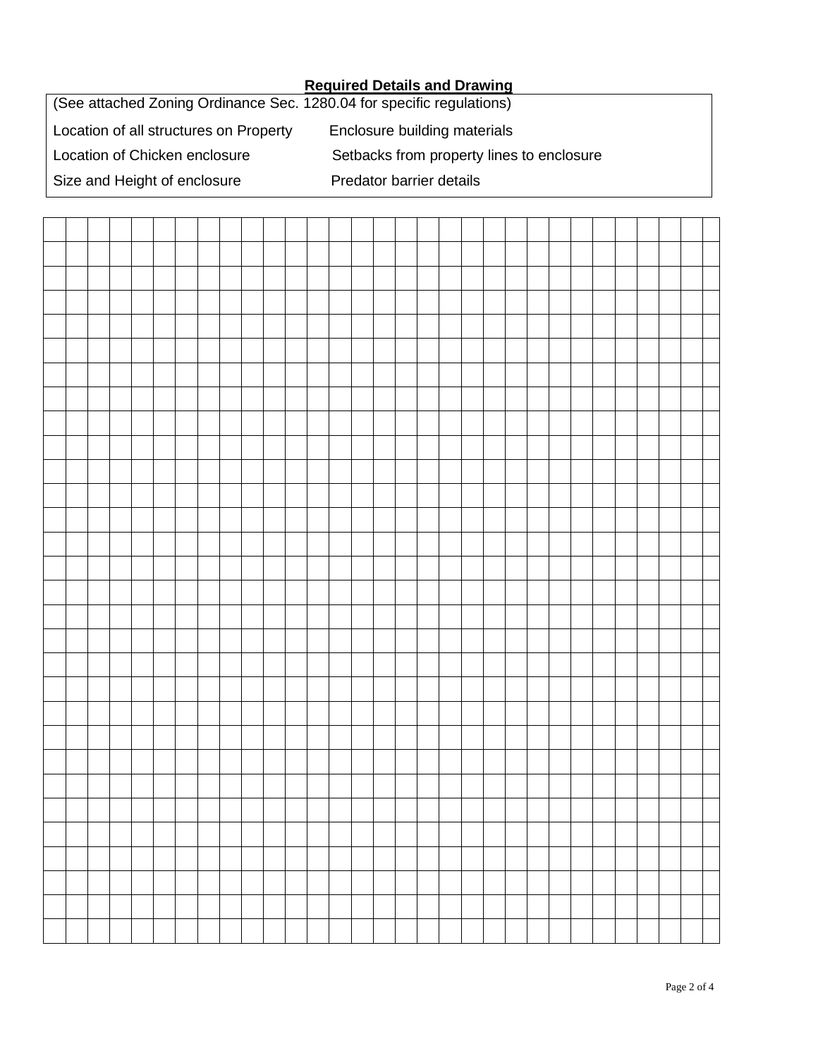**Required Details and Drawing**

(See attached Zoning Ordinance Sec. 1280.04 for specific regulations)

| | |
|---|---|
| Location of all structures on Property | Enclosure building materials |
| Location of Chicken enclosure | Setbacks from property lines to enclosure |
| Size and Height of enclosure | Predator barrier details |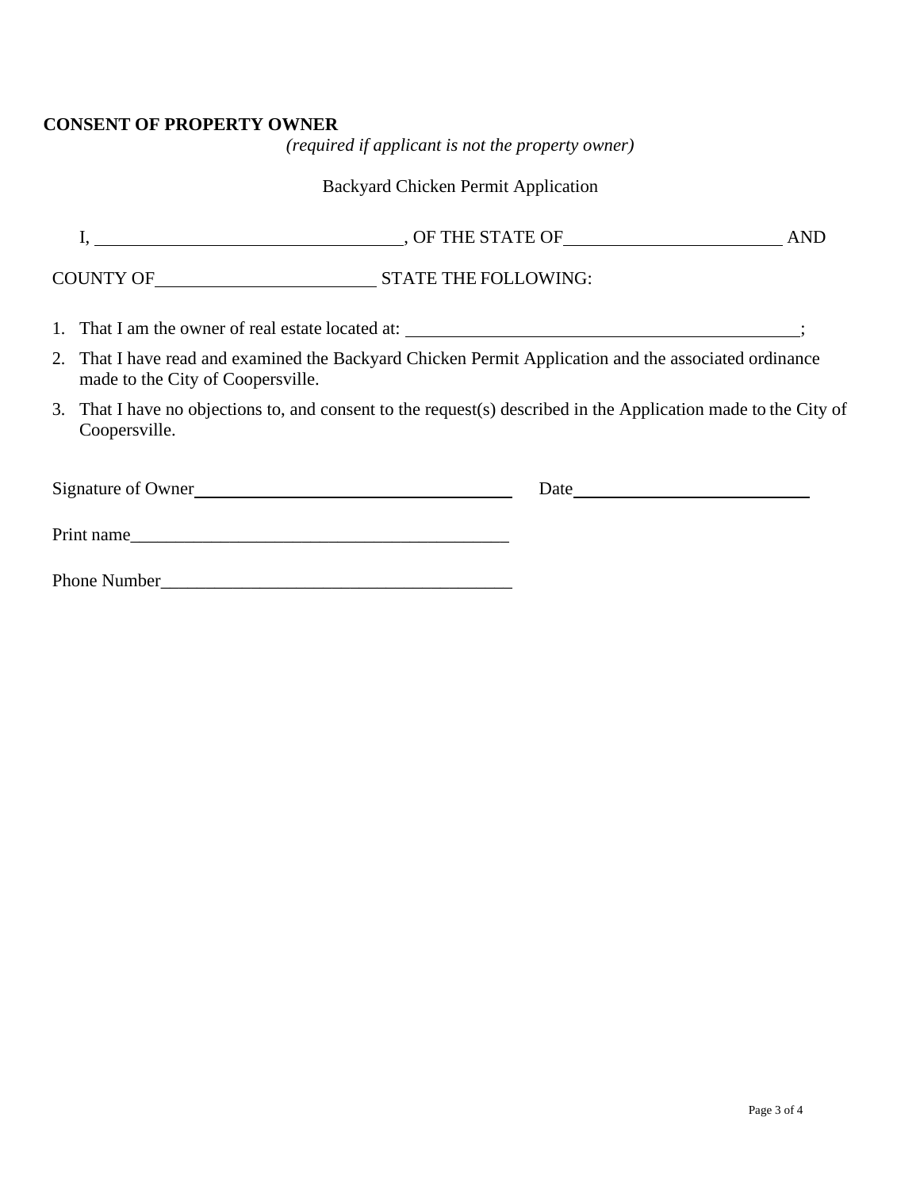**CONSENT OF PROPERTY OWNER**

*(required if applicant is not the property owner)*

Backyard Chicken Permit Application

I, ________________________________, OF THE STATE OF________________________ AND

COUNTY OF________________________ STATE THE FOLLOWING:

1. That I am the owner of real estate located at: ___________________________________________;
2. That I have read and examined the Backyard Chicken Permit Application and the associated ordinance made to the City of Coopersville.
3. That I have no objections to, and consent to the request(s) described in the Application made to the City of Coopersville.

Signature of Owner____________________________________ Date___________________________

Print name___________________________________________

Phone Number________________________________________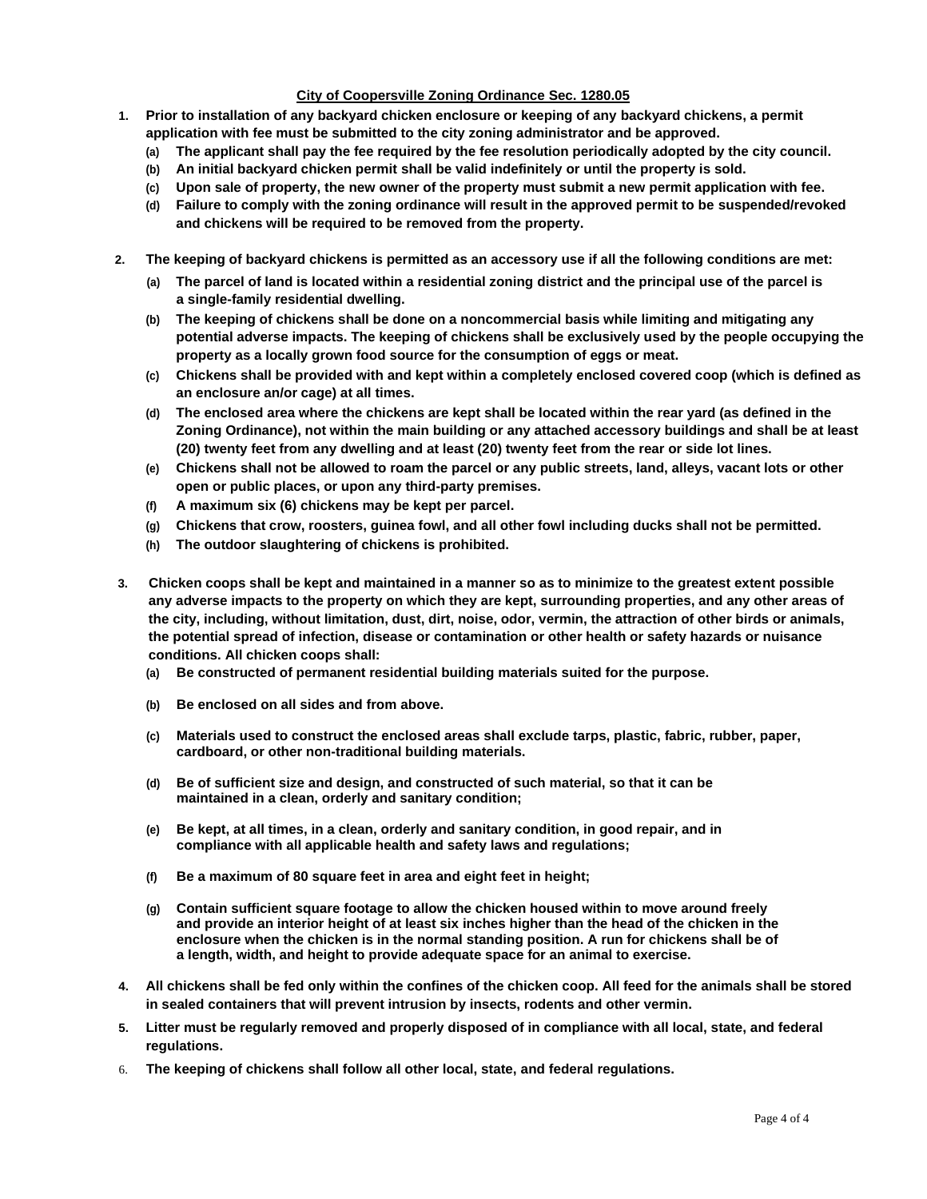**City of Coopersville Zoning Ordinance Sec. 1280.05**

1. **Prior to installation of any backyard chicken enclosure or keeping of any backyard chickens, a permit application with fee must be submitted to the city zoning administrator and be approved.**
   - **(a) The applicant shall pay the fee required by the fee resolution periodically adopted by the city council.**
   - **(b) An initial backyard chicken permit shall be valid indefinitely or until the property is sold.**
   - **(c) Upon sale of property, the new owner of the property must submit a new permit application with fee.**
   - **(d) Failure to comply with the zoning ordinance will result in the approved permit to be suspended/revoked and chickens will be required to be removed from the property.**

2. **The keeping of backyard chickens is permitted as an accessory use if all the following conditions are met:**
   - **(a) The parcel of land is located within a residential zoning district and the principal use of the parcel is a single-family residential dwelling.**
   - **(b) The keeping of chickens shall be done on a noncommercial basis while limiting and mitigating any potential adverse impacts. The keeping of chickens shall be exclusively used by the people occupying the property as a locally grown food source for the consumption of eggs or meat.**
   - **(c) Chickens shall be provided with and kept within a completely enclosed covered coop (which is defined as an enclosure an/or cage) at all times.**
   - **(d) The enclosed area where the chickens are kept shall be located within the rear yard (as defined in the Zoning Ordinance), not within the main building or any attached accessory buildings and shall be at least (20) twenty feet from any dwelling and at least (20) twenty feet from the rear or side lot lines.**
   - **(e) Chickens shall not be allowed to roam the parcel or any public streets, land, alleys, vacant lots or other open or public places, or upon any third-party premises.**
   - **(f) A maximum six (6) chickens may be kept per parcel.**
   - **(g) Chickens that crow, roosters, guinea fowl, and all other fowl including ducks shall not be permitted.**
   - **(h) The outdoor slaughtering of chickens is prohibited.**

3. **Chicken coops shall be kept and maintained in a manner so as to minimize to the greatest extent possible any adverse impacts to the property on which they are kept, surrounding properties, and any other areas of the city, including, without limitation, dust, dirt, noise, odor, vermin, the attraction of other birds or animals, the potential spread of infection, disease or contamination or other health or safety hazards or nuisance conditions. All chicken coops shall:**
   - **(a) Be constructed of permanent residential building materials suited for the purpose.**
   - **(b) Be enclosed on all sides and from above.**
   - **(c) Materials used to construct the enclosed areas shall exclude tarps, plastic, fabric, rubber, paper, cardboard, or other non-traditional building materials.**
   - **(d) Be of sufficient size and design, and constructed of such material, so that it can be maintained in a clean, orderly and sanitary condition;**
   - **(e) Be kept, at all times, in a clean, orderly and sanitary condition, in good repair, and in compliance with all applicable health and safety laws and regulations;**
   - **(f) Be a maximum of 80 square feet in area and eight feet in height;**
   - **(g) Contain sufficient square footage to allow the chicken housed within to move around freely and provide an interior height of at least six inches higher than the head of the chicken in the enclosure when the chicken is in the normal standing position. A run for chickens shall be of a length, width, and height to provide adequate space for an animal to exercise.**

4. **All chickens shall be fed only within the confines of the chicken coop. All feed for the animals shall be stored in sealed containers that will prevent intrusion by insects, rodents and other vermin.**

5. **Litter must be regularly removed and properly disposed of in compliance with all local, state, and federal regulations.**

6. **The keeping of chickens shall follow all other local, state, and federal regulations.**